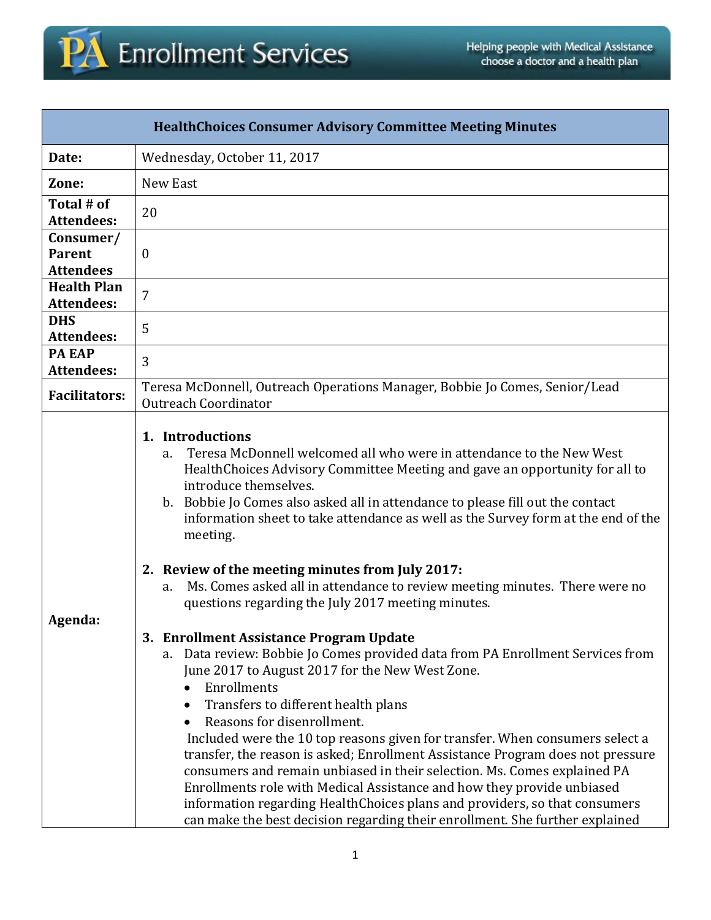**PA Enrollment Services** — Helping people with Medical Assistance choose a doctor and a health plan

| HealthChoices Consumer Advisory Committee Meeting Minutes | |
|---|---|
| **Date:** | Wednesday, October 11, 2017 |
| **Zone:** | New East |
| **Total # of Attendees:** | 20 |
| **Consumer/ Parent Attendees** | 0 |
| **Health Plan Attendees:** | 7 |
| **DHS Attendees:** | 5 |
| **PA EAP Attendees:** | 3 |
| **Facilitators:** | Teresa McDonnell, Outreach Operations Manager, Bobbie Jo Comes, Senior/Lead Outreach Coordinator |
| **Agenda:** | **1. Introductions**<br>a. Teresa McDonnell welcomed all who were in attendance to the New West HealthChoices Advisory Committee Meeting and gave an opportunity for all to introduce themselves.<br>b. Bobbie Jo Comes also asked all in attendance to please fill out the contact information sheet to take attendance as well as the Survey form at the end of the meeting.<br><br>**2. Review of the meeting minutes from July 2017:**<br>a. Ms. Comes asked all in attendance to review meeting minutes. There were no questions regarding the July 2017 meeting minutes.<br><br>**3. Enrollment Assistance Program Update**<br>a. Data review: Bobbie Jo Comes provided data from PA Enrollment Services from June 2017 to August 2017 for the New West Zone.<br>• Enrollments<br>• Transfers to different health plans<br>• Reasons for disenrollment.<br>Included were the 10 top reasons given for transfer. When consumers select a transfer, the reason is asked; Enrollment Assistance Program does not pressure consumers and remain unbiased in their selection. Ms. Comes explained PA Enrollments role with Medical Assistance and how they provide unbiased information regarding HealthChoices plans and providers, so that consumers can make the best decision regarding their enrollment. She further explained |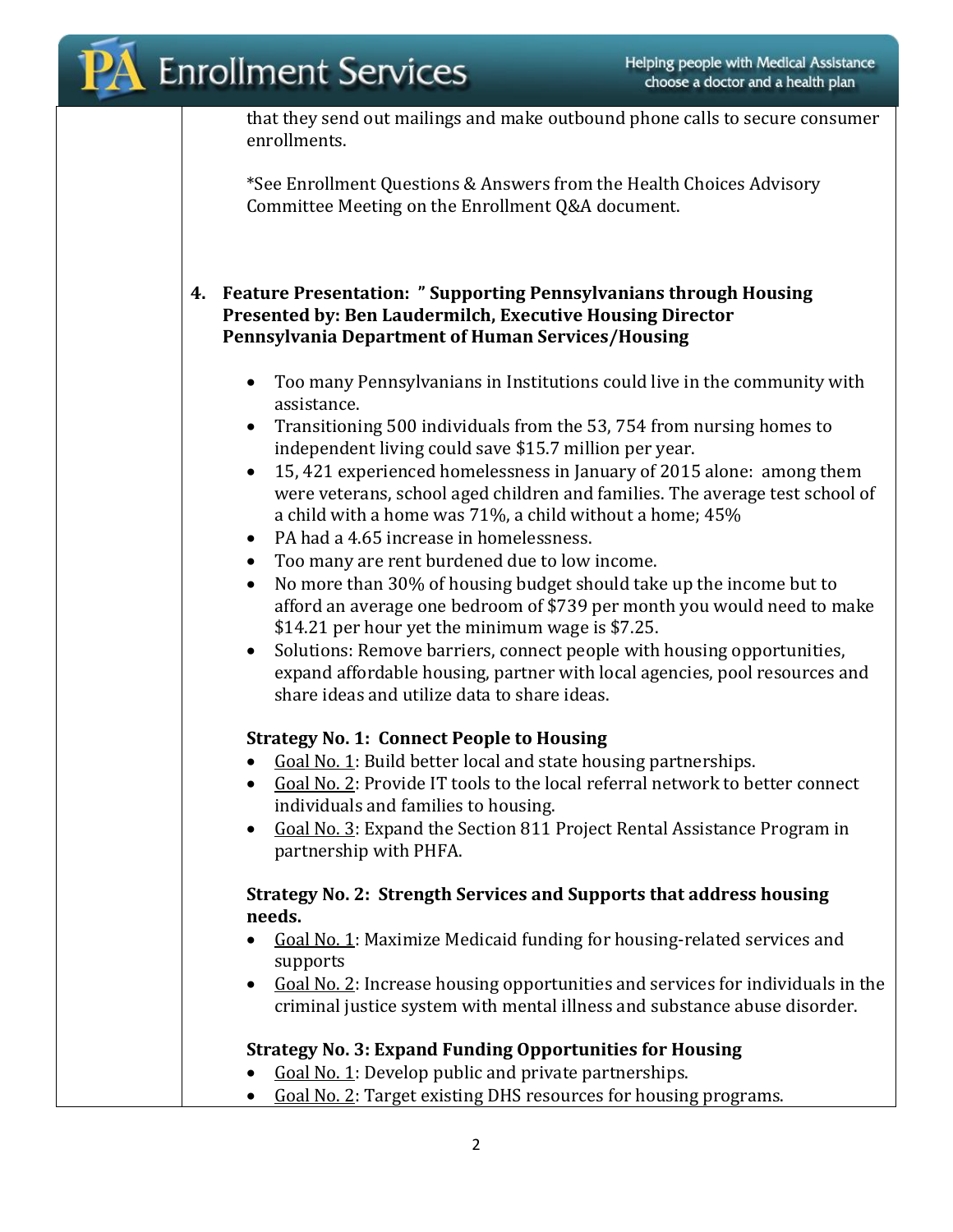that they send out mailings and make outbound phone calls to secure consumer enrollments.

*See Enrollment Questions & Answers from the Health Choices Advisory Committee Meeting on the Enrollment Q&A document.

**4. Feature Presentation: " Supporting Pennsylvanians through Housing**
**Presented by: Ben Laudermilch, Executive Housing Director**
**Pennsylvania Department of Human Services/Housing**

- Too many Pennsylvanians in Institutions could live in the community with assistance.
- Transitioning 500 individuals from the 53, 754 from nursing homes to independent living could save $15.7 million per year.
- 15, 421 experienced homelessness in January of 2015 alone: among them were veterans, school aged children and families. The average test school of a child with a home was 71%, a child without a home; 45%
- PA had a 4.65 increase in homelessness.
- Too many are rent burdened due to low income.
- No more than 30% of housing budget should take up the income but to afford an average one bedroom of $739 per month you would need to make $14.21 per hour yet the minimum wage is $7.25.
- Solutions: Remove barriers, connect people with housing opportunities, expand affordable housing, partner with local agencies, pool resources and share ideas and utilize data to share ideas.

**Strategy No. 1: Connect People to Housing**

- Goal No. 1: Build better local and state housing partnerships.
- Goal No. 2: Provide IT tools to the local referral network to better connect individuals and families to housing.
- Goal No. 3: Expand the Section 811 Project Rental Assistance Program in partnership with PHFA.

**Strategy No. 2: Strength Services and Supports that address housing needs.**

- Goal No. 1: Maximize Medicaid funding for housing-related services and supports
- Goal No. 2: Increase housing opportunities and services for individuals in the criminal justice system with mental illness and substance abuse disorder.

**Strategy No. 3: Expand Funding Opportunities for Housing**

- Goal No. 1: Develop public and private partnerships.
- Goal No. 2: Target existing DHS resources for housing programs.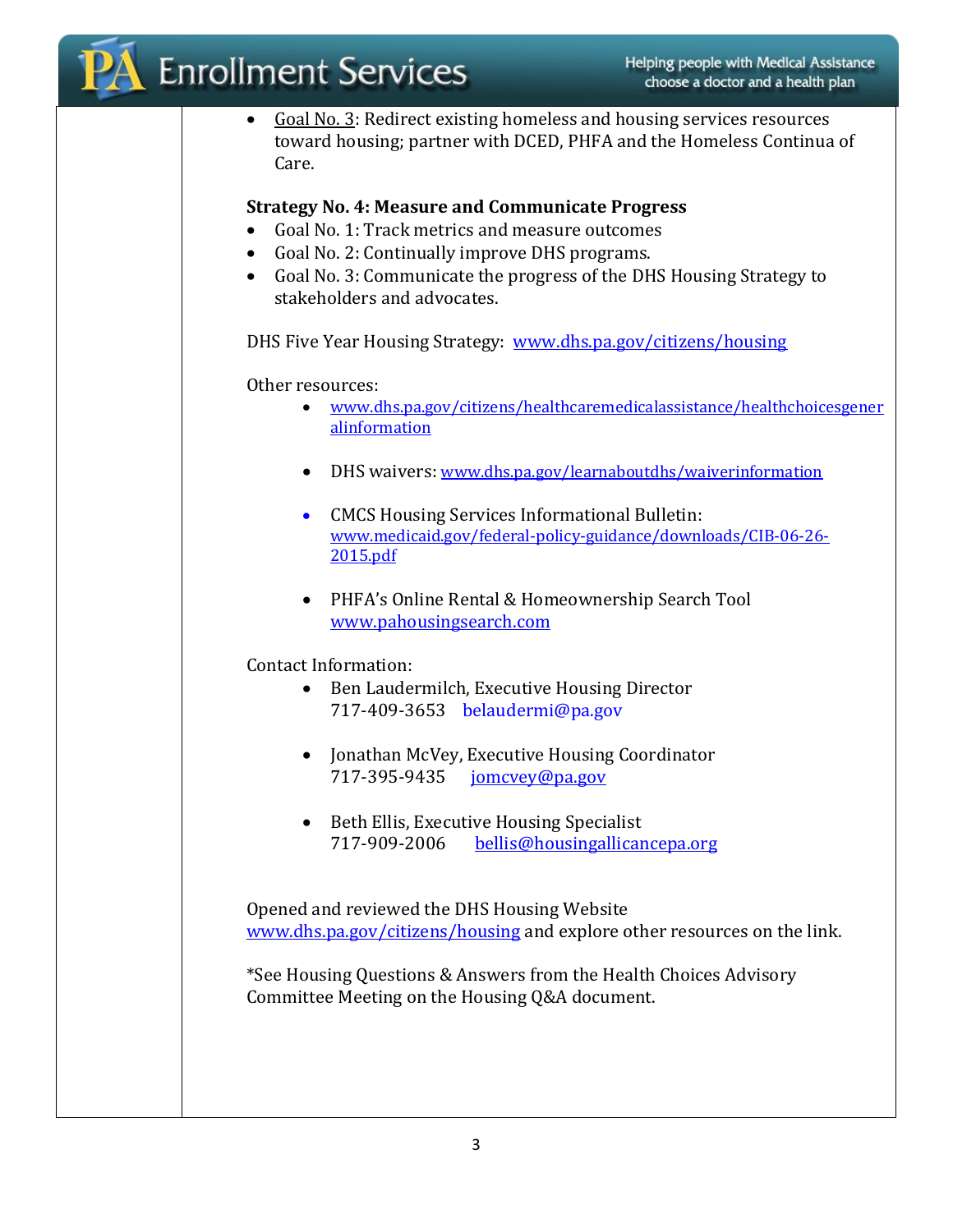- Goal No. 3: Redirect existing homeless and housing services resources toward housing; partner with DCED, PHFA and the Homeless Continua of Care.

**Strategy No. 4: Measure and Communicate Progress**

- Goal No. 1: Track metrics and measure outcomes
- Goal No. 2: Continually improve DHS programs.
- Goal No. 3: Communicate the progress of the DHS Housing Strategy to stakeholders and advocates.

DHS Five Year Housing Strategy: www.dhs.pa.gov/citizens/housing

Other resources:

- www.dhs.pa.gov/citizens/healthcaremedicalassistance/healthchoicesgeneralinformation
- DHS waivers: www.dhs.pa.gov/learnaboutdhs/waiverinformation
- CMCS Housing Services Informational Bulletin: www.medicaid.gov/federal-policy-guidance/downloads/CIB-06-26-2015.pdf
- PHFA's Online Rental & Homeownership Search Tool www.pahousingsearch.com

Contact Information:

- Ben Laudermilch, Executive Housing Director
  717-409-3653 belaudermi@pa.gov
- Jonathan McVey, Executive Housing Coordinator
  717-395-9435 jomcvey@pa.gov
- Beth Ellis, Executive Housing Specialist
  717-909-2006 bellis@housingallicancepa.org

Opened and reviewed the DHS Housing Website www.dhs.pa.gov/citizens/housing and explore other resources on the link.

*See Housing Questions & Answers from the Health Choices Advisory Committee Meeting on the Housing Q&A document.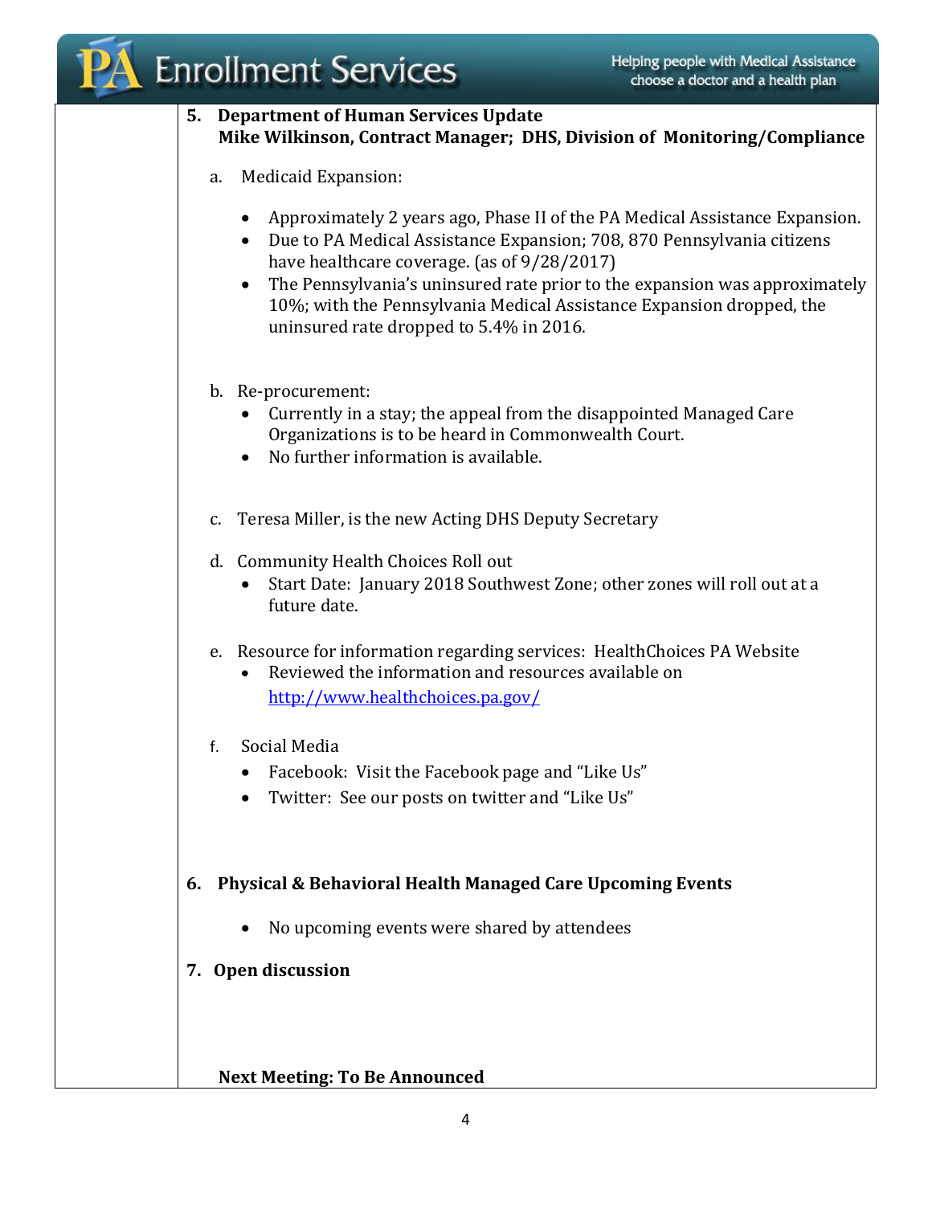**5. Department of Human Services Update**
**Mike Wilkinson, Contract Manager; DHS, Division of Monitoring/Compliance**

a. Medicaid Expansion:

- Approximately 2 years ago, Phase II of the PA Medical Assistance Expansion.
- Due to PA Medical Assistance Expansion; 708, 870 Pennsylvania citizens have healthcare coverage. (as of 9/28/2017)
- The Pennsylvania's uninsured rate prior to the expansion was approximately 10%; with the Pennsylvania Medical Assistance Expansion dropped, the uninsured rate dropped to 5.4% in 2016.

b. Re-procurement:

- Currently in a stay; the appeal from the disappointed Managed Care Organizations is to be heard in Commonwealth Court.
- No further information is available.

c. Teresa Miller, is the new Acting DHS Deputy Secretary

d. Community Health Choices Roll out

- Start Date: January 2018 Southwest Zone; other zones will roll out at a future date.

e. Resource for information regarding services: HealthChoices PA Website

- Reviewed the information and resources available on http://www.healthchoices.pa.gov/

f. Social Media

- Facebook: Visit the Facebook page and "Like Us"
- Twitter: See our posts on twitter and "Like Us"

**6. Physical & Behavioral Health Managed Care Upcoming Events**

- No upcoming events were shared by attendees

**7. Open discussion**

**Next Meeting: To Be Announced**